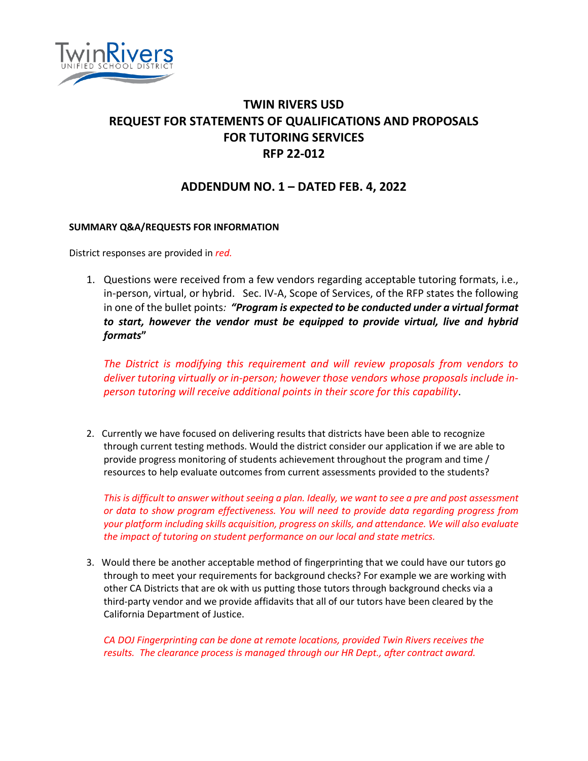# TWIN RIVERS USD
# REQUEST FOR STATEMENTS OF QUALIFICATIONS AND PROPOSALS FOR TUTORING SERVICES
# RFP 22-012

## ADDENDUM NO. 1 – DATED FEB. 4, 2022

**SUMMARY Q&A/REQUESTS FOR INFORMATION**

District responses are provided in *red.*

1. Questions were received from a few vendors regarding acceptable tutoring formats, i.e., in-person, virtual, or hybrid. Sec. IV-A, Scope of Services, of the RFP states the following in one of the bullet points*:* ***"Program is expected to be conducted under a virtual format to start, however the vendor must be equipped to provide virtual, live and hybrid formats"***

   *The District is modifying this requirement and will review proposals from vendors to deliver tutoring virtually or in-person; however those vendors whose proposals include in-person tutoring will receive additional points in their score for this capability*.

2. Currently we have focused on delivering results that districts have been able to recognize through current testing methods. Would the district consider our application if we are able to provide progress monitoring of students achievement throughout the program and time / resources to help evaluate outcomes from current assessments provided to the students?

   *This is difficult to answer without seeing a plan. Ideally, we want to see a pre and post assessment or data to show program effectiveness. You will need to provide data regarding progress from your platform including skills acquisition, progress on skills, and attendance. We will also evaluate the impact of tutoring on student performance on our local and state metrics.*

3. Would there be another acceptable method of fingerprinting that we could have our tutors go through to meet your requirements for background checks? For example we are working with other CA Districts that are ok with us putting those tutors through background checks via a third-party vendor and we provide affidavits that all of our tutors have been cleared by the California Department of Justice.

   *CA DOJ Fingerprinting can be done at remote locations, provided Twin Rivers receives the results. The clearance process is managed through our HR Dept., after contract award.*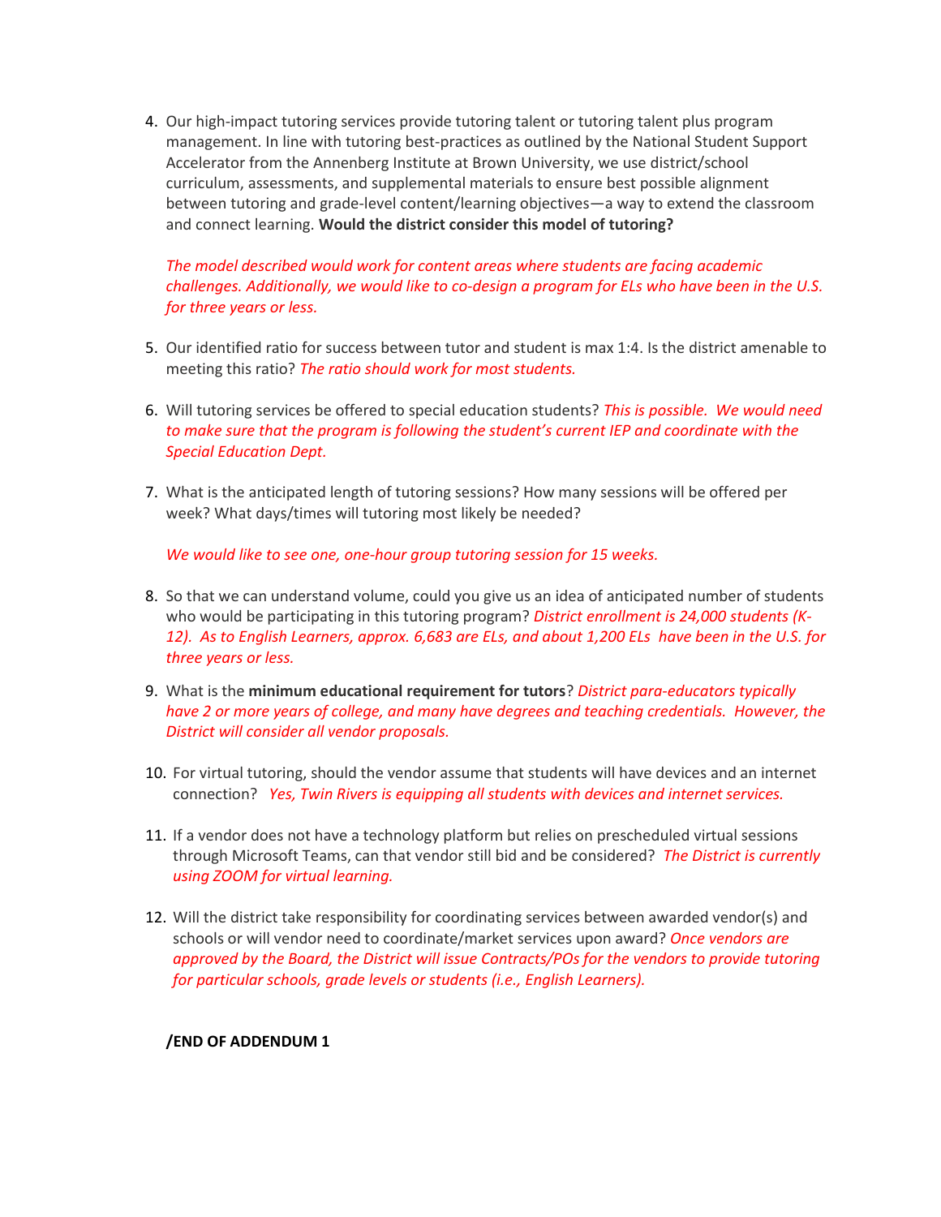4. Our high-impact tutoring services provide tutoring talent or tutoring talent plus program management. In line with tutoring best-practices as outlined by the National Student Support Accelerator from the Annenberg Institute at Brown University, we use district/school curriculum, assessments, and supplemental materials to ensure best possible alignment between tutoring and grade-level content/learning objectives—a way to extend the classroom and connect learning. **Would the district consider this model of tutoring?**

   *The model described would work for content areas where students are facing academic challenges. Additionally, we would like to co-design a program for ELs who have been in the U.S. for three years or less.*

5. Our identified ratio for success between tutor and student is max 1:4. Is the district amenable to meeting this ratio? *The ratio should work for most students.*

6. Will tutoring services be offered to special education students? *This is possible. We would need to make sure that the program is following the student's current IEP and coordinate with the Special Education Dept.*

7. What is the anticipated length of tutoring sessions? How many sessions will be offered per week? What days/times will tutoring most likely be needed?

   *We would like to see one, one-hour group tutoring session for 15 weeks.*

8. So that we can understand volume, could you give us an idea of anticipated number of students who would be participating in this tutoring program? *District enrollment is 24,000 students (K-12). As to English Learners, approx. 6,683 are ELs, and about 1,200 ELs have been in the U.S. for three years or less.*

9. What is the **minimum educational requirement for tutors**? *District para-educators typically have 2 or more years of college, and many have degrees and teaching credentials. However, the District will consider all vendor proposals.*

10. For virtual tutoring, should the vendor assume that students will have devices and an internet connection? *Yes, Twin Rivers is equipping all students with devices and internet services.*

11. If a vendor does not have a technology platform but relies on prescheduled virtual sessions through Microsoft Teams, can that vendor still bid and be considered? *The District is currently using ZOOM for virtual learning.*

12. Will the district take responsibility for coordinating services between awarded vendor(s) and schools or will vendor need to coordinate/market services upon award? *Once vendors are approved by the Board, the District will issue Contracts/POs for the vendors to provide tutoring for particular schools, grade levels or students (i.e., English Learners).*

**/END OF ADDENDUM 1**